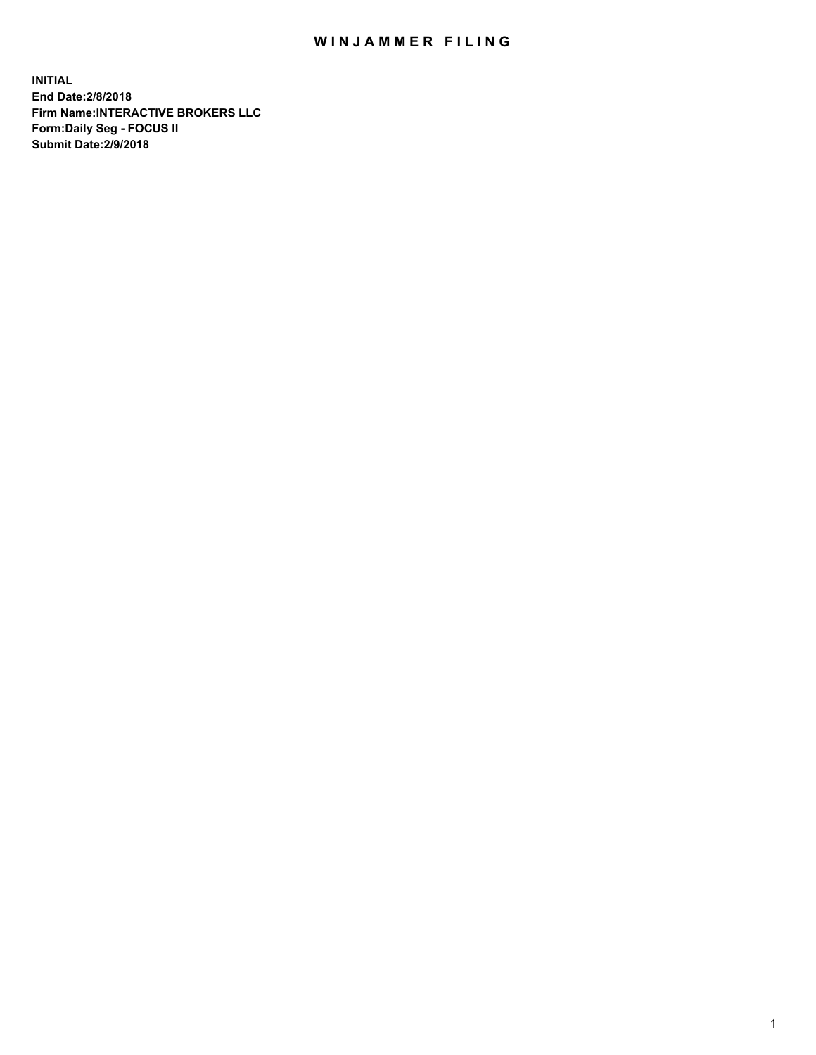# WINJAMMER FILING

**INITIAL**
**End Date:2/8/2018**
**Firm Name:INTERACTIVE BROKERS LLC**
**Form:Daily Seg - FOCUS II**
**Submit Date:2/9/2018**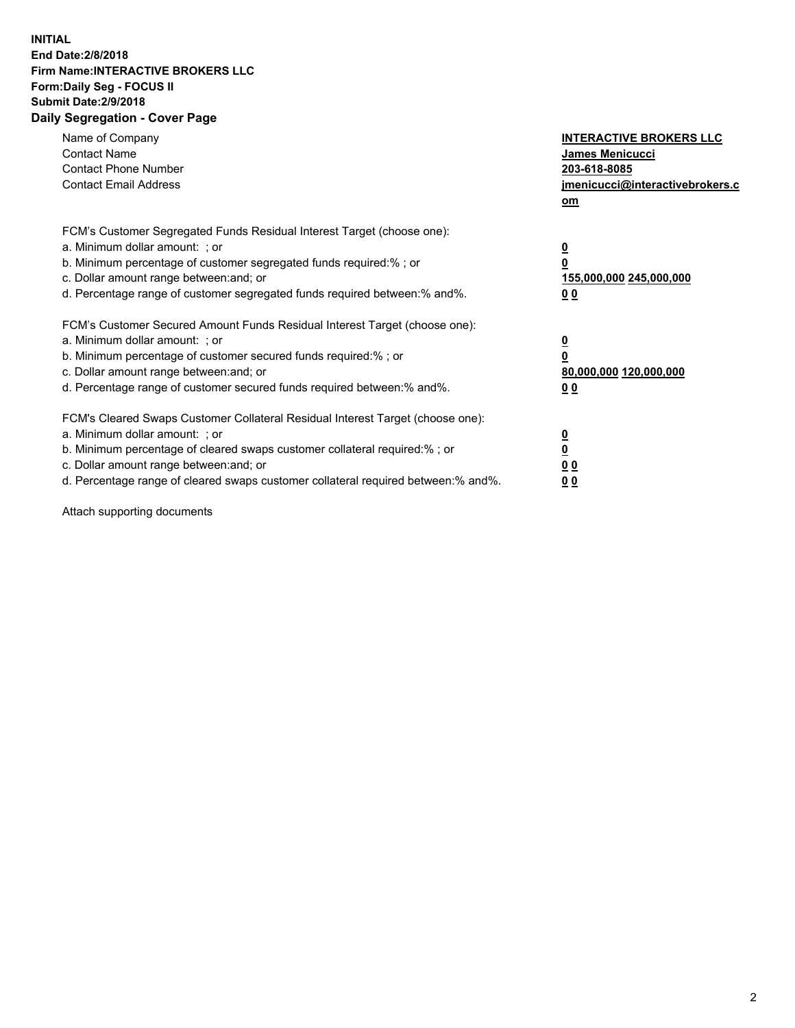**INITIAL**
**End Date:2/8/2018**
**Firm Name:INTERACTIVE BROKERS LLC**
**Form:Daily Seg - FOCUS II**
**Submit Date:2/9/2018**
**Daily Segregation - Cover Page**

| | |
|---|---|
| Name of Company | **INTERACTIVE BROKERS LLC** |
| Contact Name | **James Menicucci** |
| Contact Phone Number | **203-618-8085** |
| Contact Email Address | **jmenicucci@interactivebrokers.com** |

| | |
|---|---|
| FCM's Customer Segregated Funds Residual Interest Target (choose one): | |
| a. Minimum dollar amount: ; or | **0** |
| b. Minimum percentage of customer segregated funds required:% ; or | **0** |
| c. Dollar amount range between:and; or | **155,000,000 245,000,000** |
| d. Percentage range of customer segregated funds required between:% and%. | **0 0** |
| FCM's Customer Secured Amount Funds Residual Interest Target (choose one): | |
| a. Minimum dollar amount: ; or | **0** |
| b. Minimum percentage of customer secured funds required:% ; or | **0** |
| c. Dollar amount range between:and; or | **80,000,000 120,000,000** |
| d. Percentage range of customer secured funds required between:% and%. | **0 0** |
| FCM's Cleared Swaps Customer Collateral Residual Interest Target (choose one): | |
| a. Minimum dollar amount: ; or | **0** |
| b. Minimum percentage of cleared swaps customer collateral required:% ; or | **0** |
| c. Dollar amount range between:and; or | **0 0** |
| d. Percentage range of cleared swaps customer collateral required between:% and%. | **0 0** |

Attach supporting documents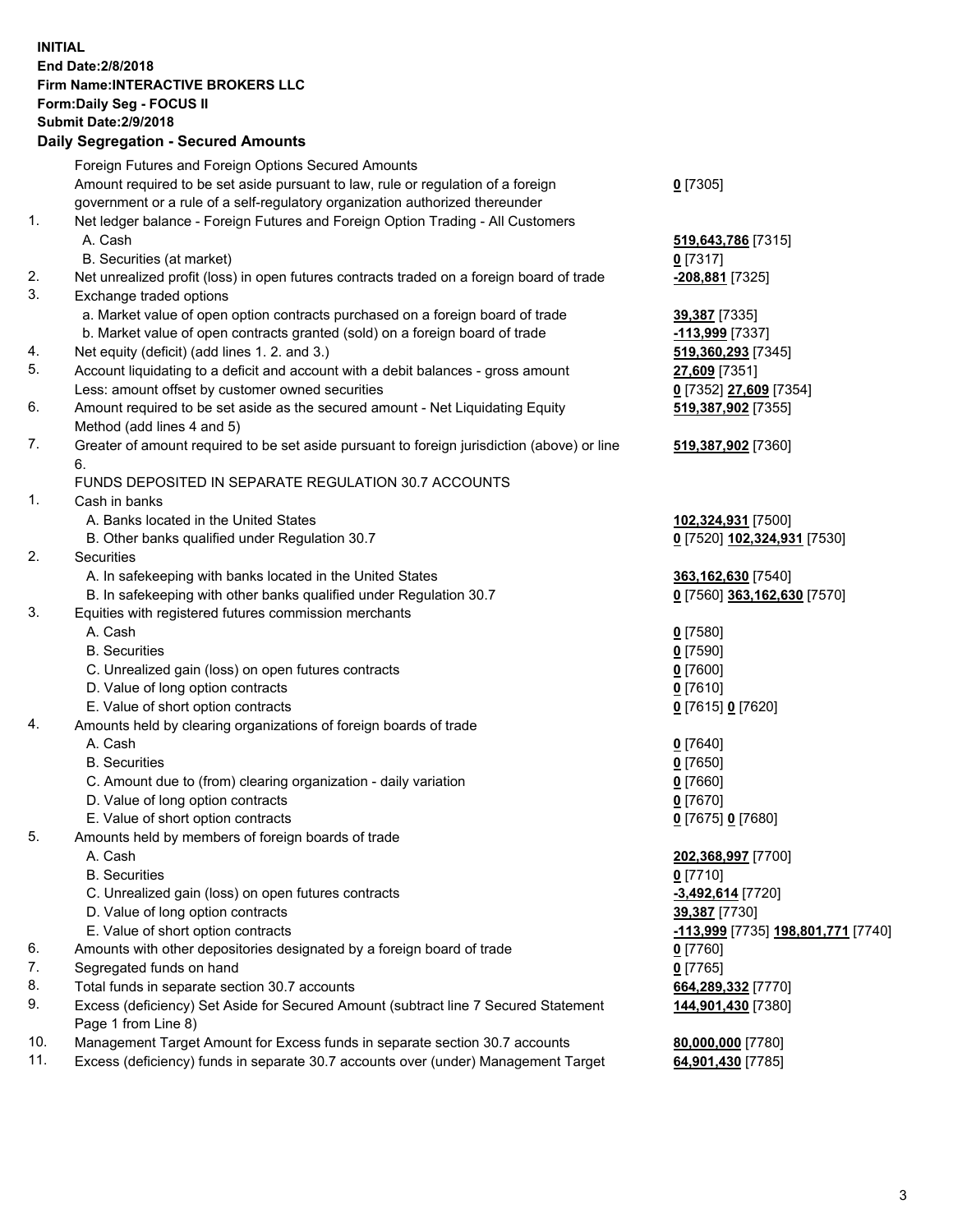**INITIAL**
**End Date:2/8/2018**
**Firm Name:INTERACTIVE BROKERS LLC**
**Form:Daily Seg - FOCUS II**
**Submit Date:2/9/2018**

## Daily Segregation - Secured Amounts

| | | |
|---|---|---|
| | Foreign Futures and Foreign Options Secured Amounts | |
| | Amount required to be set aside pursuant to law, rule or regulation of a foreign government or a rule of a self-regulatory organization authorized thereunder | **0** [7305] |
| 1. | Net ledger balance - Foreign Futures and Foreign Option Trading - All Customers | |
| | A. Cash | **519,643,786** [7315] |
| | B. Securities (at market) | **0** [7317] |
| 2. | Net unrealized profit (loss) in open futures contracts traded on a foreign board of trade | **-208,881** [7325] |
| 3. | Exchange traded options | |
| | a. Market value of open option contracts purchased on a foreign board of trade | **39,387** [7335] |
| | b. Market value of open contracts granted (sold) on a foreign board of trade | **-113,999** [7337] |
| 4. | Net equity (deficit) (add lines 1. 2. and 3.) | **519,360,293** [7345] |
| 5. | Account liquidating to a deficit and account with a debit balances - gross amount | **27,609** [7351] |
| | Less: amount offset by customer owned securities | **0** [7352] **27,609** [7354] |
| 6. | Amount required to be set aside as the secured amount - Net Liquidating Equity Method (add lines 4 and 5) | **519,387,902** [7355] |
| 7. | Greater of amount required to be set aside pursuant to foreign jurisdiction (above) or line 6. | **519,387,902** [7360] |
| | FUNDS DEPOSITED IN SEPARATE REGULATION 30.7 ACCOUNTS | |
| 1. | Cash in banks | |
| | A. Banks located in the United States | **102,324,931** [7500] |
| | B. Other banks qualified under Regulation 30.7 | **0** [7520] **102,324,931** [7530] |
| 2. | Securities | |
| | A. In safekeeping with banks located in the United States | **363,162,630** [7540] |
| | B. In safekeeping with other banks qualified under Regulation 30.7 | **0** [7560] **363,162,630** [7570] |
| 3. | Equities with registered futures commission merchants | |
| | A. Cash | **0** [7580] |
| | B. Securities | **0** [7590] |
| | C. Unrealized gain (loss) on open futures contracts | **0** [7600] |
| | D. Value of long option contracts | **0** [7610] |
| | E. Value of short option contracts | **0** [7615] **0** [7620] |
| 4. | Amounts held by clearing organizations of foreign boards of trade | |
| | A. Cash | **0** [7640] |
| | B. Securities | **0** [7650] |
| | C. Amount due to (from) clearing organization - daily variation | **0** [7660] |
| | D. Value of long option contracts | **0** [7670] |
| | E. Value of short option contracts | **0** [7675] **0** [7680] |
| 5. | Amounts held by members of foreign boards of trade | |
| | A. Cash | **202,368,997** [7700] |
| | B. Securities | **0** [7710] |
| | C. Unrealized gain (loss) on open futures contracts | **-3,492,614** [7720] |
| | D. Value of long option contracts | **39,387** [7730] |
| | E. Value of short option contracts | **-113,999** [7735] **198,801,771** [7740] |
| 6. | Amounts with other depositories designated by a foreign board of trade | **0** [7760] |
| 7. | Segregated funds on hand | **0** [7765] |
| 8. | Total funds in separate section 30.7 accounts | **664,289,332** [7770] |
| 9. | Excess (deficiency) Set Aside for Secured Amount (subtract line 7 Secured Statement Page 1 from Line 8) | **144,901,430** [7380] |
| 10. | Management Target Amount for Excess funds in separate section 30.7 accounts | **80,000,000** [7780] |
| 11. | Excess (deficiency) funds in separate 30.7 accounts over (under) Management Target | **64,901,430** [7785] |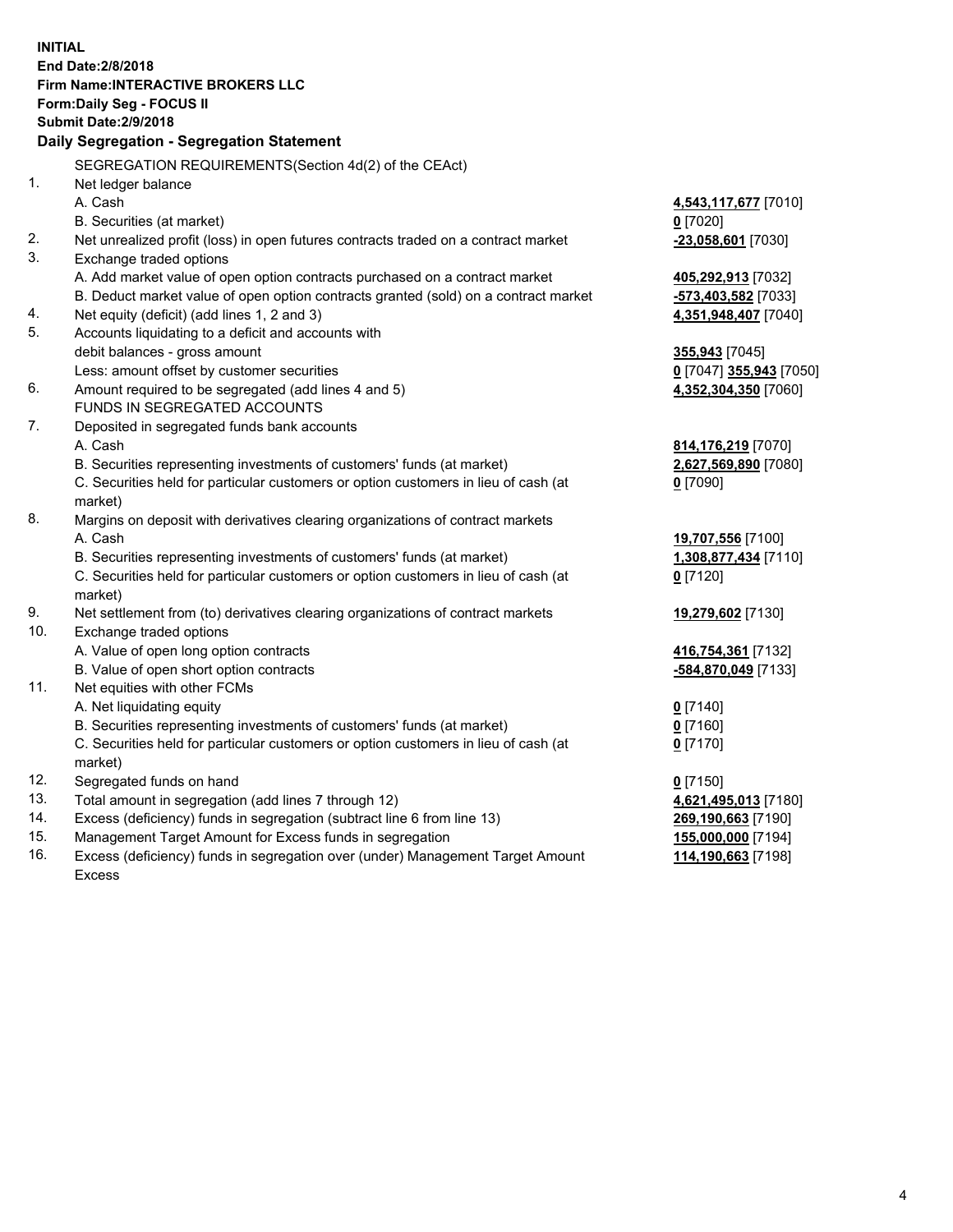**INITIAL**
**End Date:2/8/2018**
**Firm Name:INTERACTIVE BROKERS LLC**
**Form:Daily Seg - FOCUS II**
**Submit Date:2/9/2018**

**Daily Segregation - Segregation Statement**

SEGREGATION REQUIREMENTS(Section 4d(2) of the CEAct)

| | | |
|---|---|---|
| 1. | Net ledger balance | |
| | A. Cash | **4,543,117,677** [7010] |
| | B. Securities (at market) | **0** [7020] |
| 2. | Net unrealized profit (loss) in open futures contracts traded on a contract market | **-23,058,601** [7030] |
| 3. | Exchange traded options | |
| | A. Add market value of open option contracts purchased on a contract market | **405,292,913** [7032] |
| | B. Deduct market value of open option contracts granted (sold) on a contract market | **-573,403,582** [7033] |
| 4. | Net equity (deficit) (add lines 1, 2 and 3) | **4,351,948,407** [7040] |
| 5. | Accounts liquidating to a deficit and accounts with debit balances - gross amount | **355,943** [7045] |
| | Less: amount offset by customer securities | **0** [7047] **355,943** [7050] |
| 6. | Amount required to be segregated (add lines 4 and 5) | **4,352,304,350** [7060] |
| | FUNDS IN SEGREGATED ACCOUNTS | |
| 7. | Deposited in segregated funds bank accounts | |
| | A. Cash | **814,176,219** [7070] |
| | B. Securities representing investments of customers' funds (at market) | **2,627,569,890** [7080] |
| | C. Securities held for particular customers or option customers in lieu of cash (at market) | **0** [7090] |
| 8. | Margins on deposit with derivatives clearing organizations of contract markets | |
| | A. Cash | **19,707,556** [7100] |
| | B. Securities representing investments of customers' funds (at market) | **1,308,877,434** [7110] |
| | C. Securities held for particular customers or option customers in lieu of cash (at market) | **0** [7120] |
| 9. | Net settlement from (to) derivatives clearing organizations of contract markets | **19,279,602** [7130] |
| 10. | Exchange traded options | |
| | A. Value of open long option contracts | **416,754,361** [7132] |
| | B. Value of open short option contracts | **-584,870,049** [7133] |
| 11. | Net equities with other FCMs | |
| | A. Net liquidating equity | **0** [7140] |
| | B. Securities representing investments of customers' funds (at market) | **0** [7160] |
| | C. Securities held for particular customers or option customers in lieu of cash (at market) | **0** [7170] |
| 12. | Segregated funds on hand | **0** [7150] |
| 13. | Total amount in segregation (add lines 7 through 12) | **4,621,495,013** [7180] |
| 14. | Excess (deficiency) funds in segregation (subtract line 6 from line 13) | **269,190,663** [7190] |
| 15. | Management Target Amount for Excess funds in segregation | **155,000,000** [7194] |
| 16. | Excess (deficiency) funds in segregation over (under) Management Target Amount Excess | **114,190,663** [7198] |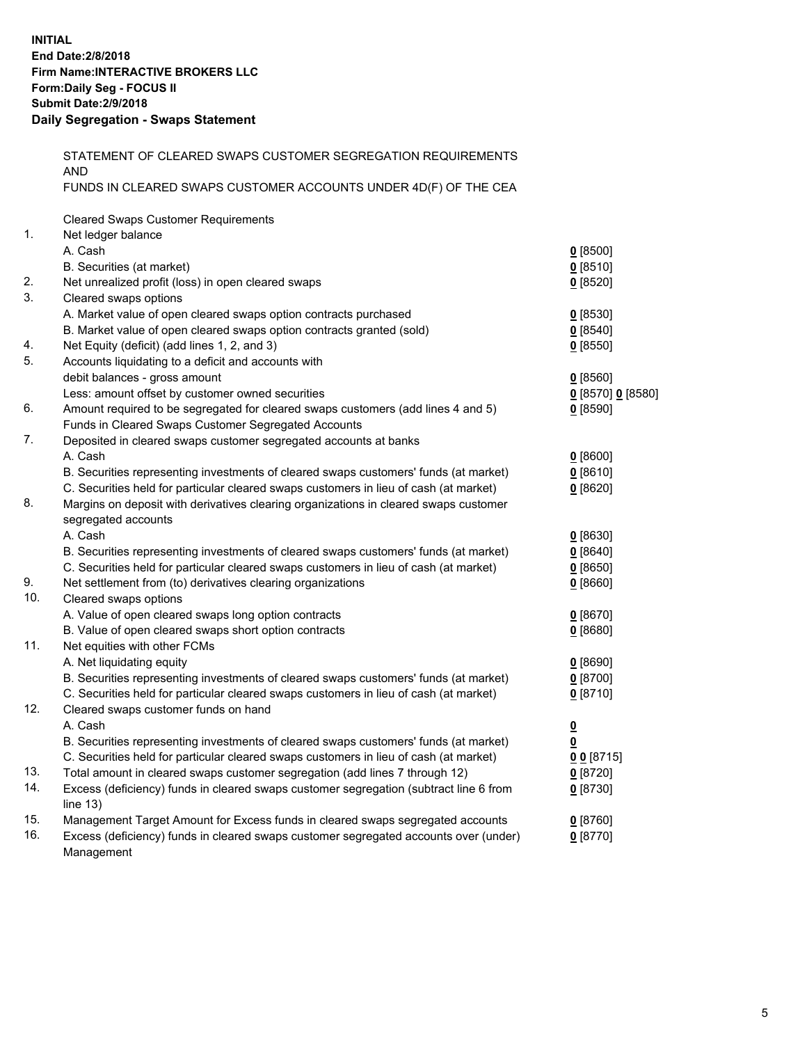**INITIAL**
**End Date:2/8/2018**
**Firm Name:INTERACTIVE BROKERS LLC**
**Form:Daily Seg - FOCUS II**
**Submit Date:2/9/2018**
**Daily Segregation - Swaps Statement**

STATEMENT OF CLEARED SWAPS CUSTOMER SEGREGATION REQUIREMENTS AND FUNDS IN CLEARED SWAPS CUSTOMER ACCOUNTS UNDER 4D(F) OF THE CEA

| | | |
|---|---|---|
| | Cleared Swaps Customer Requirements | |
| 1. | Net ledger balance | |
| | A. Cash | 0 [8500] |
| | B. Securities (at market) | 0 [8510] |
| 2. | Net unrealized profit (loss) in open cleared swaps | 0 [8520] |
| 3. | Cleared swaps options | |
| | A. Market value of open cleared swaps option contracts purchased | 0 [8530] |
| | B. Market value of open cleared swaps option contracts granted (sold) | 0 [8540] |
| 4. | Net Equity (deficit) (add lines 1, 2, and 3) | 0 [8550] |
| 5. | Accounts liquidating to a deficit and accounts with | |
| | debit balances - gross amount | 0 [8560] |
| | Less: amount offset by customer owned securities | 0 [8570] 0 [8580] |
| 6. | Amount required to be segregated for cleared swaps customers (add lines 4 and 5) | 0 [8590] |
| | Funds in Cleared Swaps Customer Segregated Accounts | |
| 7. | Deposited in cleared swaps customer segregated accounts at banks | |
| | A. Cash | 0 [8600] |
| | B. Securities representing investments of cleared swaps customers' funds (at market) | 0 [8610] |
| | C. Securities held for particular cleared swaps customers in lieu of cash (at market) | 0 [8620] |
| 8. | Margins on deposit with derivatives clearing organizations in cleared swaps customer segregated accounts | |
| | A. Cash | 0 [8630] |
| | B. Securities representing investments of cleared swaps customers' funds (at market) | 0 [8640] |
| | C. Securities held for particular cleared swaps customers in lieu of cash (at market) | 0 [8650] |
| 9. | Net settlement from (to) derivatives clearing organizations | 0 [8660] |
| 10. | Cleared swaps options | |
| | A. Value of open cleared swaps long option contracts | 0 [8670] |
| | B. Value of open cleared swaps short option contracts | 0 [8680] |
| 11. | Net equities with other FCMs | |
| | A. Net liquidating equity | 0 [8690] |
| | B. Securities representing investments of cleared swaps customers' funds (at market) | 0 [8700] |
| | C. Securities held for particular cleared swaps customers in lieu of cash (at market) | 0 [8710] |
| 12. | Cleared swaps customer funds on hand | |
| | A. Cash | 0 |
| | B. Securities representing investments of cleared swaps customers' funds (at market) | 0 |
| | C. Securities held for particular cleared swaps customers in lieu of cash (at market) | 0 0 [8715] |
| 13. | Total amount in cleared swaps customer segregation (add lines 7 through 12) | 0 [8720] |
| 14. | Excess (deficiency) funds in cleared swaps customer segregation (subtract line 6 from line 13) | 0 [8730] |
| 15. | Management Target Amount for Excess funds in cleared swaps segregated accounts | 0 [8760] |
| 16. | Excess (deficiency) funds in cleared swaps customer segregated accounts over (under) Management | 0 [8770] |